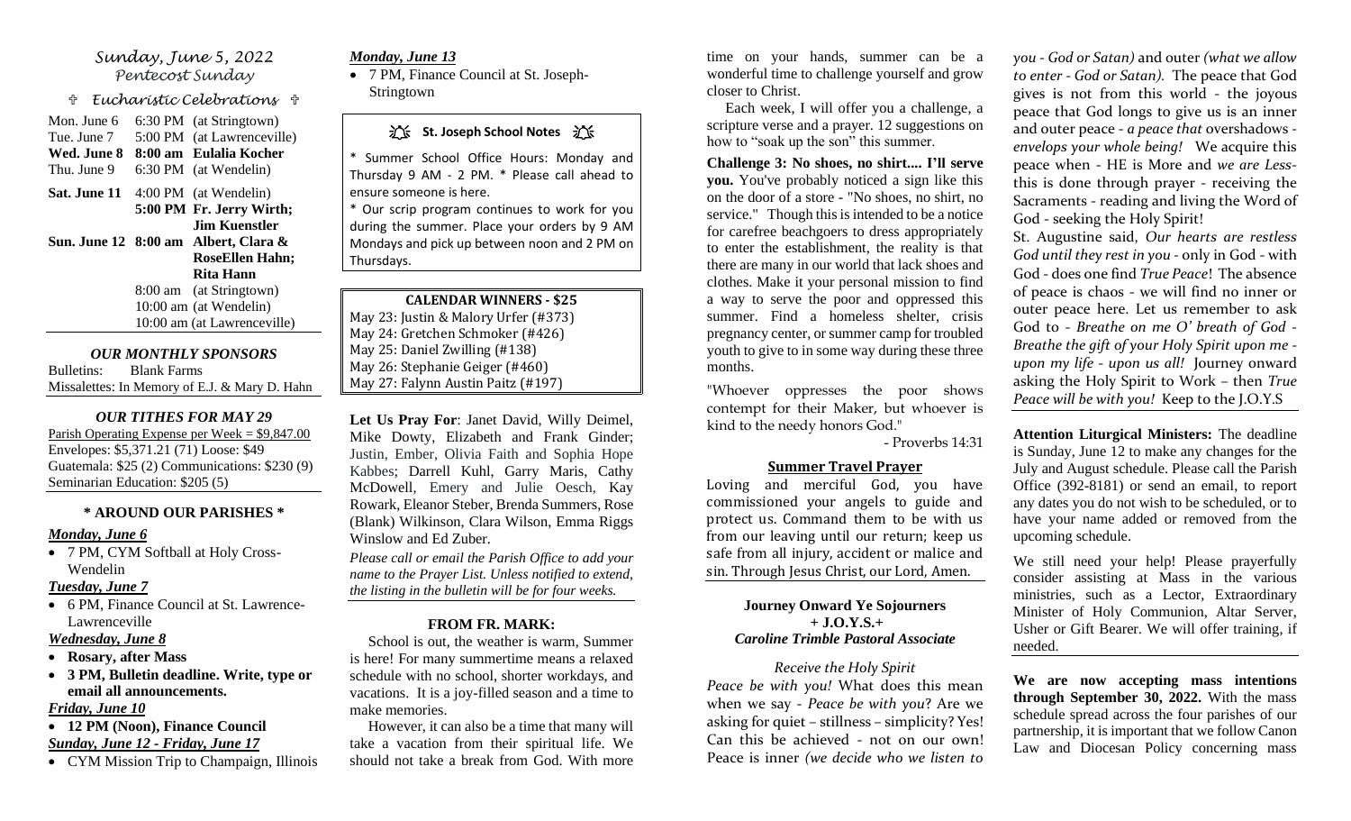# *Sunday, June 5, 2022*
*Pentecost Sunday*

## ✝ *Eucharistic Celebrations* ✝

| | | |
|---|---|---|
| Mon. June 6 | 6:30 PM | (at Stringtown) |
| Tue. June 7 | 5:00 PM | (at Lawrenceville) |
| **Wed. June 8** | **8:00 am** | **Eulalia Kocher** |
| Thu. June 9 | 6:30 PM | (at Wendelin) |
| **Sat. June 11** | 4:00 PM | (at Wendelin) |
| | **5:00 PM** | **Fr. Jerry Wirth; Jim Kuenstler** |
| **Sun. June 12** | **8:00 am** | **Albert, Clara & RoseEllen Hahn; Rita Hann** |
| | 8:00 am | (at Stringtown) |
| | 10:00 am | (at Wendelin) |
| | 10:00 am | (at Lawrenceville) |

### *OUR MONTHLY SPONSORS*

Bulletins: Blank Farms

Missalettes: In Memory of E.J. & Mary D. Hahn

### *OUR TITHES FOR MAY 29*

Parish Operating Expense per Week = $9,847.00

Envelopes: $5,371.21 (71) Loose: $49

Guatemala: $25 (2) Communications: $230 (9)

Seminarian Education: $205 (5)

### * AROUND OUR PARISHES *

***Monday, June 6***

- 7 PM, CYM Softball at Holy Cross-Wendelin

***Tuesday, June 7***

- 6 PM, Finance Council at St. Lawrence-Lawrenceville

***Wednesday, June 8***

- **Rosary, after Mass**
- **3 PM, Bulletin deadline. Write, type or email all announcements.**

***Friday, June 10***

- **12 PM (Noon), Finance Council**

***Sunday, June 12 - Friday, June 17***

- CYM Mission Trip to Champaign, Illinois

***Monday, June 13***

- 7 PM, Finance Council at St. Joseph-Stringtown

### St. Joseph School Notes

* Summer School Office Hours: Monday and Thursday 9 AM - 2 PM. * Please call ahead to ensure someone is here.

* Our scrip program continues to work for you during the summer. Place your orders by 9 AM Mondays and pick up between noon and 2 PM on Thursdays.

### CALENDAR WINNERS - $25

May 23: Justin & Malory Urfer (#373)
May 24: Gretchen Schmoker (#426)
May 25: Daniel Zwilling (#138)
May 26: Stephanie Geiger (#460)
May 27: Falynn Austin Paitz (#197)

**Let Us Pray For**: Janet David, Willy Deimel, Mike Dowty, Elizabeth and Frank Ginder; Justin, Ember, Olivia Faith and Sophia Hope Kabbes; Darrell Kuhl, Garry Maris, Cathy McDowell, Emery and Julie Oesch, Kay Rowark, Eleanor Steber, Brenda Summers, Rose (Blank) Wilkinson, Clara Wilson, Emma Riggs Winslow and Ed Zuber.

*Please call or email the Parish Office to add your name to the Prayer List. Unless notified to extend, the listing in the bulletin will be for four weeks.*

### FROM FR. MARK:

School is out, the weather is warm, Summer is here! For many summertime means a relaxed schedule with no school, shorter workdays, and vacations. It is a joy-filled season and a time to make memories.

However, it can also be a time that many will take a vacation from their spiritual life. We should not take a break from God. With more time on your hands, summer can be a wonderful time to challenge yourself and grow closer to Christ.

Each week, I will offer you a challenge, a scripture verse and a prayer. 12 suggestions on how to "soak up the son" this summer.

**Challenge 3: No shoes, no shirt.... I'll serve you.** You've probably noticed a sign like this on the door of a store - "No shoes, no shirt, no service." Though this is intended to be a notice for carefree beachgoers to dress appropriately to enter the establishment, the reality is that there are many in our world that lack shoes and clothes. Make it your personal mission to find a way to serve the poor and oppressed this summer. Find a homeless shelter, crisis pregnancy center, or summer camp for troubled youth to give to in some way during these three months.

"Whoever oppresses the poor shows contempt for their Maker, but whoever is kind to the needy honors God."

- Proverbs 14:31

### Summer Travel Prayer

Loving and merciful God, you have commissioned your angels to guide and protect us. Command them to be with us from our leaving until our return; keep us safe from all injury, accident or malice and sin. Through Jesus Christ, our Lord, Amen.

### Journey Onward Ye Sojourners
**+ J.O.Y.S.+**
***Caroline Trimble Pastoral Associate***

*Receive the Holy Spirit*

*Peace be with you!* What does this mean when we say - *Peace be with you*? Are we asking for quiet – stillness – simplicity? Yes! Can this be achieved - not on our own! Peace is inner *(we decide who we listen to you - God or Satan)* and outer *(what we allow to enter - God or Satan).* The peace that God gives is not from this world - the joyous peace that God longs to give us is an inner and outer peace - *a peace that* overshadows - *envelops your whole being!* We acquire this peace when - HE is More and *we are Less*- this is done through prayer - receiving the Sacraments - reading and living the Word of God - seeking the Holy Spirit!

St. Augustine said, *Our hearts are restless God until they rest in you* - only in God - with God - does one find *True Peace*! The absence of peace is chaos - we will find no inner or outer peace here. Let us remember to ask God to - *Breathe on me O' breath of God - Breathe the gift of your Holy Spirit upon me - upon my life - upon us all!* Journey onward asking the Holy Spirit to Work – then *True Peace will be with you!* Keep to the J.O.Y.S

**Attention Liturgical Ministers:** The deadline is Sunday, June 12 to make any changes for the July and August schedule. Please call the Parish Office (392-8181) or send an email, to report any dates you do not wish to be scheduled, or to have your name added or removed from the upcoming schedule.

We still need your help! Please prayerfully consider assisting at Mass in the various ministries, such as a Lector, Extraordinary Minister of Holy Communion, Altar Server, Usher or Gift Bearer. We will offer training, if needed.

**We are now accepting mass intentions through September 30, 2022.** With the mass schedule spread across the four parishes of our partnership, it is important that we follow Canon Law and Diocesan Policy concerning mass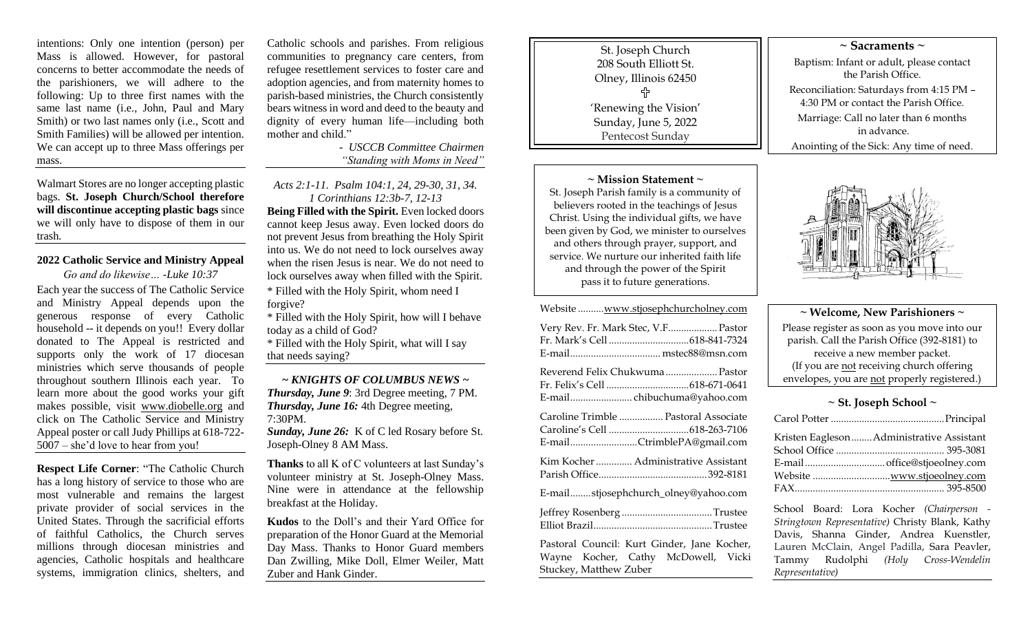intentions: Only one intention (person) per Mass is allowed. However, for pastoral concerns to better accommodate the needs of the parishioners, we will adhere to the following: Up to three first names with the same last name (i.e., John, Paul and Mary Smith) or two last names only (i.e., Scott and Smith Families) will be allowed per intention. We can accept up to three Mass offerings per mass.

Walmart Stores are no longer accepting plastic bags. **St. Joseph Church/School therefore will discontinue accepting plastic bags** since we will only have to dispose of them in our trash.

**2022 Catholic Service and Ministry Appeal**

*Go and do likewise… -Luke 10:37*

Each year the success of The Catholic Service and Ministry Appeal depends upon the generous response of every Catholic household -- it depends on you!! Every dollar donated to The Appeal is restricted and supports only the work of 17 diocesan ministries which serve thousands of people throughout southern Illinois each year. To learn more about the good works your gift makes possible, visit www.diobelle.org and click on The Catholic Service and Ministry Appeal poster or call Judy Phillips at 618-722-5007 – she'd love to hear from you!

**Respect Life Corner**: "The Catholic Church has a long history of service to those who are most vulnerable and remains the largest private provider of social services in the United States. Through the sacrificial efforts of faithful Catholics, the Church serves millions through diocesan ministries and agencies, Catholic hospitals and healthcare systems, immigration clinics, shelters, and Catholic schools and parishes. From religious communities to pregnancy care centers, from refugee resettlement services to foster care and adoption agencies, and from maternity homes to parish-based ministries, the Church consistently bears witness in word and deed to the beauty and dignity of every human life—including both mother and child."

*- USCCB Committee Chairmen "Standing with Moms in Need"*

*Acts 2:1-11. Psalm 104:1, 24, 29-30, 31, 34. 1 Corinthians 12:3b-7, 12-13*

**Being Filled with the Spirit.** Even locked doors cannot keep Jesus away. Even locked doors do not prevent Jesus from breathing the Holy Spirit into us. We do not need to lock ourselves away when the risen Jesus is near. We do not need to lock ourselves away when filled with the Spirit.

* Filled with the Holy Spirit, whom need I forgive?
* Filled with the Holy Spirit, how will I behave today as a child of God?
* Filled with the Holy Spirit, what will I say that needs saying?

***~ KNIGHTS OF COLUMBUS NEWS ~***

***Thursday, June 9***: 3rd Degree meeting, 7 PM.
***Thursday, June 16:*** 4th Degree meeting, 7:30PM.
***Sunday, June 26:*** K of C led Rosary before St. Joseph-Olney 8 AM Mass.

**Thanks** to all K of C volunteers at last Sunday's volunteer ministry at St. Joseph-Olney Mass. Nine were in attendance at the fellowship breakfast at the Holiday.

**Kudos** to the Doll's and their Yard Office for preparation of the Honor Guard at the Memorial Day Mass. Thanks to Honor Guard members Dan Zwilling, Mike Doll, Elmer Weiler, Matt Zuber and Hank Ginder.

St. Joseph Church
208 South Elliott St.
Olney, Illinois 62450
✠
'Renewing the Vision'
Sunday, June 5, 2022
Pentecost Sunday

**~ Mission Statement ~**

St. Joseph Parish family is a community of believers rooted in the teachings of Jesus Christ. Using the individual gifts, we have been given by God, we minister to ourselves and others through prayer, support, and service. We nurture our inherited faith life and through the power of the Spirit pass it to future generations.

Website .......... www.stjosephchurcholney.com

Very Rev. Fr. Mark Stec, V.F.................. Pastor
Fr. Mark's Cell ............................... 618-841-7324
E-mail................................... mstec88@msn.com

Reverend Felix Chukwuma.................... Pastor
Fr. Felix's Cell ................................ 618-671-0641
E-mail........................ chibuchuma@yahoo.com

Caroline Trimble ................. Pastoral Associate
Caroline's Cell ............................... 618-263-7106
E-mail.......................... CtrimblePA@gmail.com

Kim Kocher .............. Administrative Assistant
Parish Office.......................................... 392-8181
E-mail........stjosephchurch_olney@yahoo.com

Jeffrey Rosenberg .................................. Trustee
Elliot Brazil............................................. Trustee

Pastoral Council: Kurt Ginder, Jane Kocher, Wayne Kocher, Cathy McDowell, Vicki Stuckey, Matthew Zuber

**~ Sacraments ~**

Baptism: Infant or adult, please contact the Parish Office.

Reconciliation: Saturdays from 4:15 PM – 4:30 PM or contact the Parish Office.

Marriage: Call no later than 6 months in advance.

Anointing of the Sick: Any time of need.

**~ Welcome, New Parishioners ~**

Please register as soon as you move into our parish. Call the Parish Office (392-8181) to receive a new member packet. (If you are not receiving church offering envelopes, you are not properly registered.)

**~ St. Joseph School ~**

Carol Potter ............................................ Principal

Kristen Eagleson........ Administrative Assistant
School Office .......................................... 395-3081
E-mail ............................... office@stjoeolney.com
Website .............................. www.stjoeolney.com
FAX.......................................................... 395-8500

School Board: Lora Kocher *(Chairperson - Stringtown Representative)* Christy Blank, Kathy Davis, Shanna Ginder, Andrea Kuenstler, Lauren McClain, Angel Padilla, Sara Peavler, Tammy Rudolphi *(Holy Cross-Wendelin Representative)*